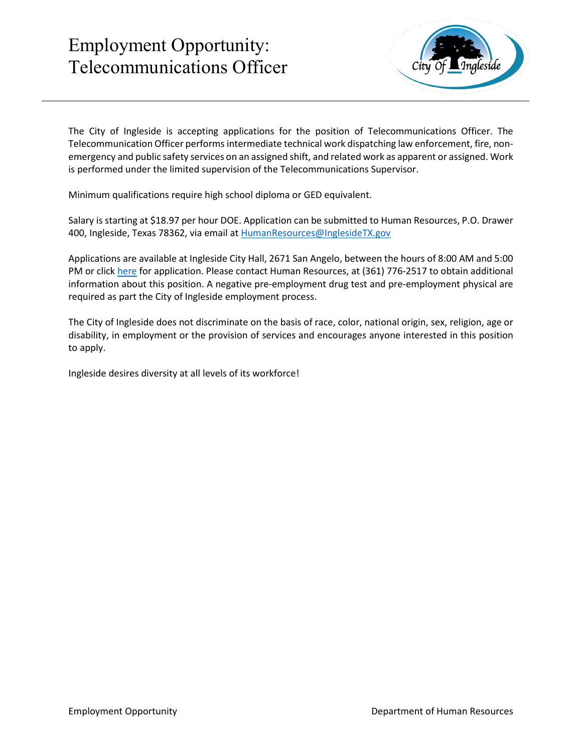# Employment Opportunity: Telecommunications Officer

City Of Ingleside

The City of Ingleside is accepting applications for the position of Telecommunications Officer. The Telecommunication Officer performs intermediate technical work dispatching law enforcement, fire, non-emergency and public safety services on an assigned shift, and related work as apparent or assigned. Work is performed under the limited supervision of the Telecommunications Supervisor.

Minimum qualifications require high school diploma or GED equivalent.

Salary is starting at $18.97 per hour DOE. Application can be submitted to Human Resources, P.O. Drawer 400, Ingleside, Texas 78362, via email at HumanResources@InglesideTX.gov

Applications are available at Ingleside City Hall, 2671 San Angelo, between the hours of 8:00 AM and 5:00 PM or click here for application. Please contact Human Resources, at (361) 776-2517 to obtain additional information about this position. A negative pre-employment drug test and pre-employment physical are required as part the City of Ingleside employment process.

The City of Ingleside does not discriminate on the basis of race, color, national origin, sex, religion, age or disability, in employment or the provision of services and encourages anyone interested in this position to apply.

Ingleside desires diversity at all levels of its workforce!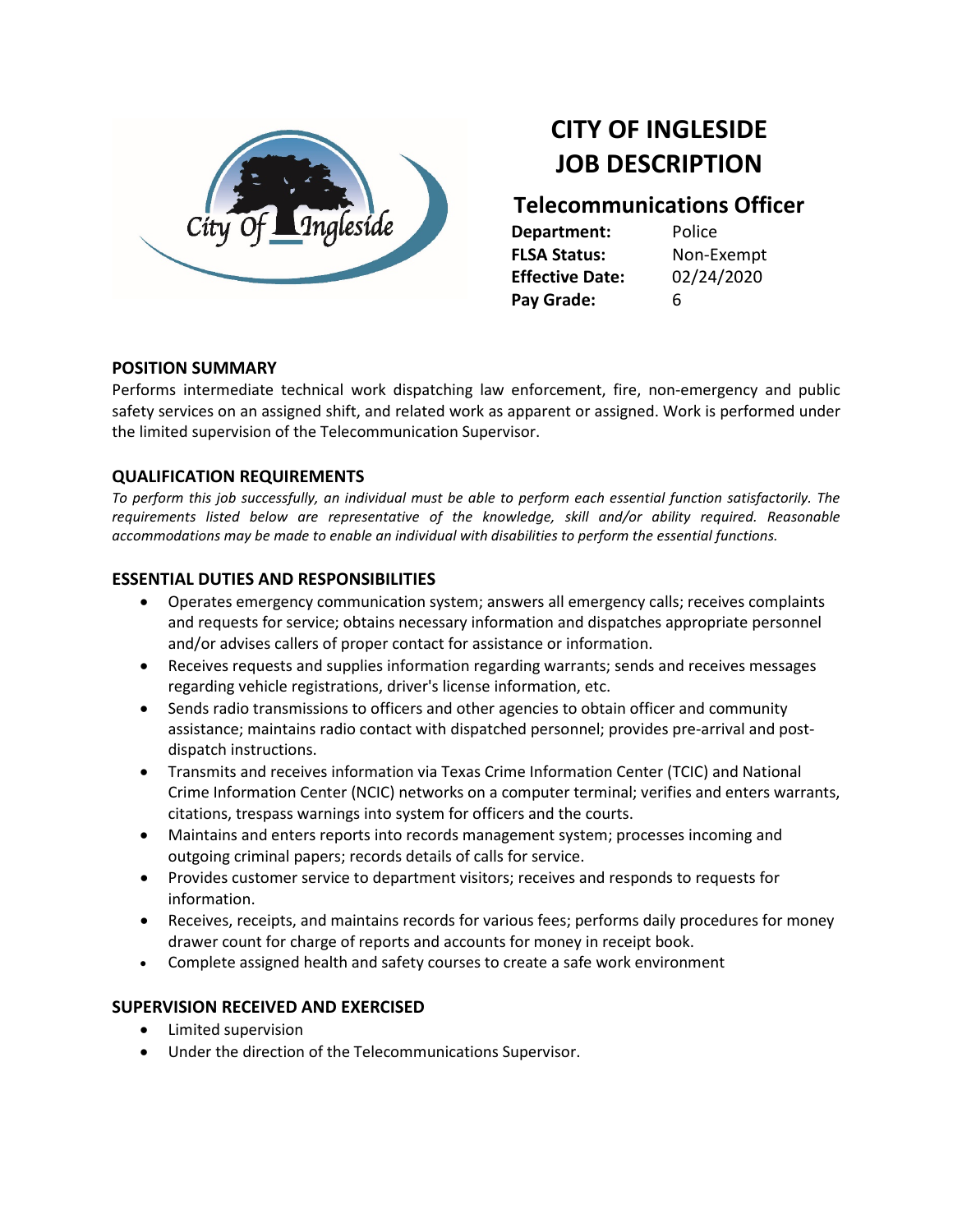# CITY OF INGLESIDE JOB DESCRIPTION

## Telecommunications Officer

**Department:** Police
**FLSA Status:** Non-Exempt
**Effective Date:** 02/24/2020
**Pay Grade:** 6

### POSITION SUMMARY

Performs intermediate technical work dispatching law enforcement, fire, non-emergency and public safety services on an assigned shift, and related work as apparent or assigned. Work is performed under the limited supervision of the Telecommunication Supervisor.

### QUALIFICATION REQUIREMENTS

*To perform this job successfully, an individual must be able to perform each essential function satisfactorily. The requirements listed below are representative of the knowledge, skill and/or ability required. Reasonable accommodations may be made to enable an individual with disabilities to perform the essential functions.*

### ESSENTIAL DUTIES AND RESPONSIBILITIES

- Operates emergency communication system; answers all emergency calls; receives complaints and requests for service; obtains necessary information and dispatches appropriate personnel and/or advises callers of proper contact for assistance or information.
- Receives requests and supplies information regarding warrants; sends and receives messages regarding vehicle registrations, driver's license information, etc.
- Sends radio transmissions to officers and other agencies to obtain officer and community assistance; maintains radio contact with dispatched personnel; provides pre-arrival and post-dispatch instructions.
- Transmits and receives information via Texas Crime Information Center (TCIC) and National Crime Information Center (NCIC) networks on a computer terminal; verifies and enters warrants, citations, trespass warnings into system for officers and the courts.
- Maintains and enters reports into records management system; processes incoming and outgoing criminal papers; records details of calls for service.
- Provides customer service to department visitors; receives and responds to requests for information.
- Receives, receipts, and maintains records for various fees; performs daily procedures for money drawer count for charge of reports and accounts for money in receipt book.
- Complete assigned health and safety courses to create a safe work environment

### SUPERVISION RECEIVED AND EXERCISED

- Limited supervision
- Under the direction of the Telecommunications Supervisor.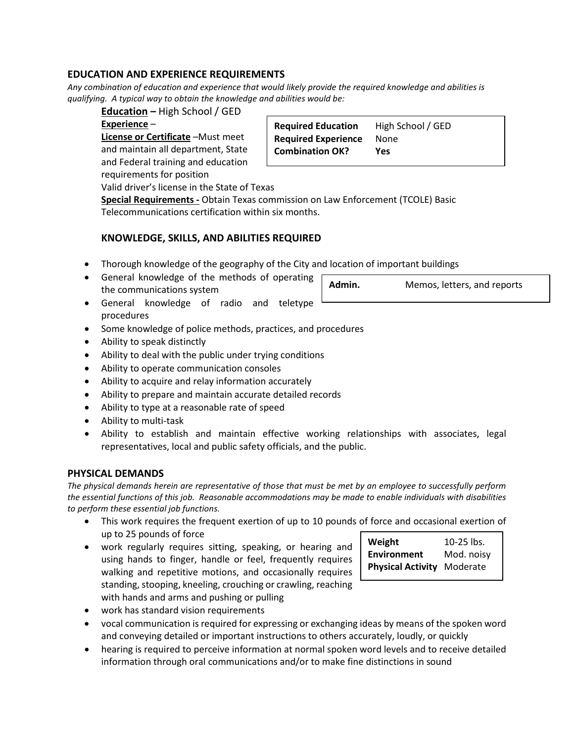## EDUCATION AND EXPERIENCE REQUIREMENTS

*Any combination of education and experience that would likely provide the required knowledge and abilities is qualifying. A typical way to obtain the knowledge and abilities would be:*

**Education –** High School / GED

**Experience** –

**License or Certificate** –Must meet and maintain all department, State and Federal training and education requirements for position

Valid driver's license in the State of Texas

**Special Requirements -** Obtain Texas commission on Law Enforcement (TCOLE) Basic Telecommunications certification within six months.

| | |
|---|---|
| **Required Education** | High School / GED |
| **Required Experience** | None |
| **Combination OK?** | **Yes** |

### KNOWLEDGE, SKILLS, AND ABILITIES REQUIRED

- Thorough knowledge of the geography of the City and location of important buildings
- General knowledge of the methods of operating the communications system
- General knowledge of radio and teletype procedures
- Some knowledge of police methods, practices, and procedures
- Ability to speak distinctly
- Ability to deal with the public under trying conditions
- Ability to operate communication consoles
- Ability to acquire and relay information accurately
- Ability to prepare and maintain accurate detailed records
- Ability to type at a reasonable rate of speed
- Ability to multi-task
- Ability to establish and maintain effective working relationships with associates, legal representatives, local and public safety officials, and the public.

| | |
|---|---|
| **Admin.** | Memos, letters, and reports |

## PHYSICAL DEMANDS

*The physical demands herein are representative of those that must be met by an employee to successfully perform the essential functions of this job. Reasonable accommodations may be made to enable individuals with disabilities to perform these essential job functions.*

- This work requires the frequent exertion of up to 10 pounds of force and occasional exertion of up to 25 pounds of force
- work regularly requires sitting, speaking, or hearing and using hands to finger, handle or feel, frequently requires walking and repetitive motions, and occasionally requires standing, stooping, kneeling, crouching or crawling, reaching with hands and arms and pushing or pulling
- work has standard vision requirements
- vocal communication is required for expressing or exchanging ideas by means of the spoken word and conveying detailed or important instructions to others accurately, loudly, or quickly
- hearing is required to perceive information at normal spoken word levels and to receive detailed information through oral communications and/or to make fine distinctions in sound

| | |
|---|---|
| **Weight** | 10-25 lbs. |
| **Environment** | Mod. noisy |
| **Physical Activity** | Moderate |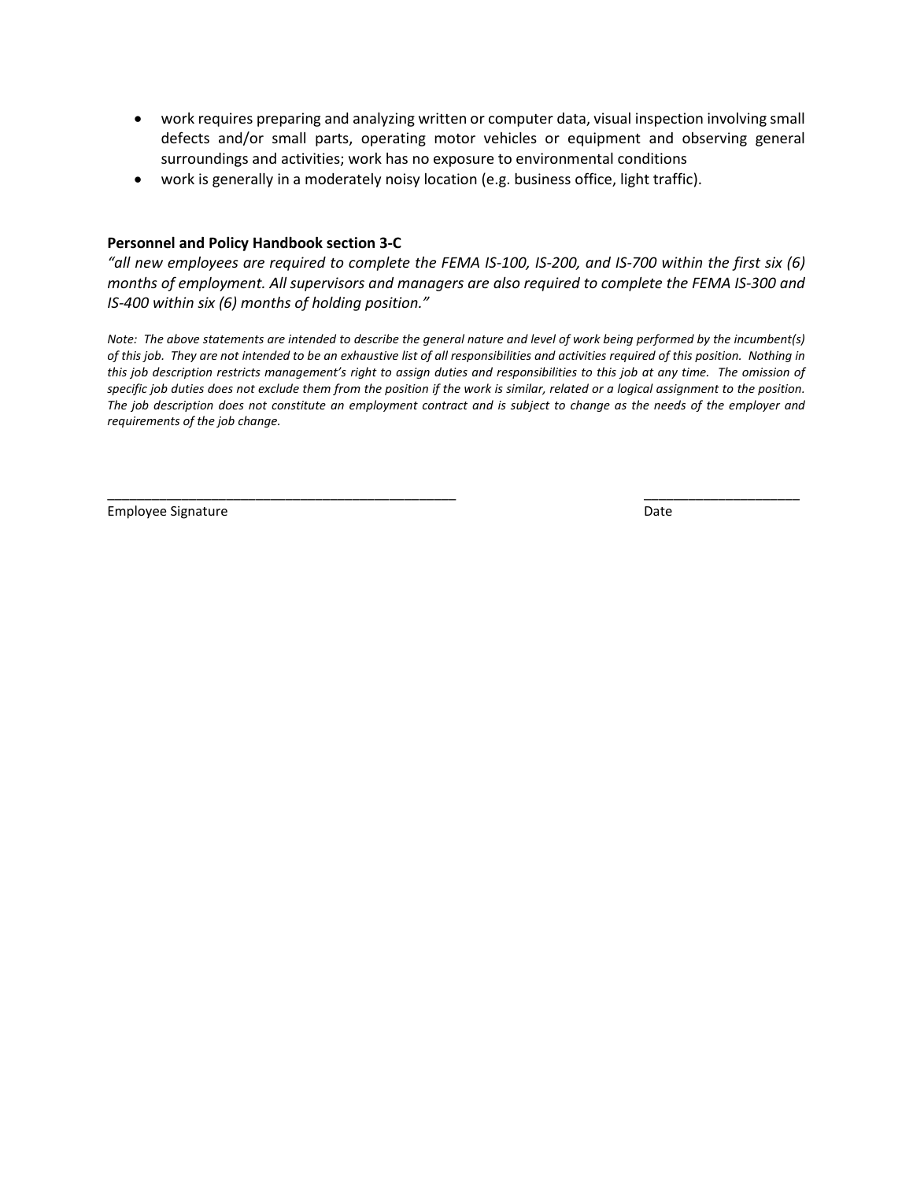- work requires preparing and analyzing written or computer data, visual inspection involving small defects and/or small parts, operating motor vehicles or equipment and observing general surroundings and activities; work has no exposure to environmental conditions
- work is generally in a moderately noisy location (e.g. business office, light traffic).

**Personnel and Policy Handbook section 3-C**

*"all new employees are required to complete the FEMA IS-100, IS-200, and IS-700 within the first six (6) months of employment. All supervisors and managers are also required to complete the FEMA IS-300 and IS-400 within six (6) months of holding position."*

*Note: The above statements are intended to describe the general nature and level of work being performed by the incumbent(s) of this job. They are not intended to be an exhaustive list of all responsibilities and activities required of this position. Nothing in this job description restricts management's right to assign duties and responsibilities to this job at any time. The omission of specific job duties does not exclude them from the position if the work is similar, related or a logical assignment to the position. The job description does not constitute an employment contract and is subject to change as the needs of the employer and requirements of the job change.*

_______________________________________________ &nbsp;&nbsp;&nbsp;&nbsp;&nbsp;&nbsp;&nbsp;&nbsp;&nbsp;&nbsp; _____________________

Employee Signature &nbsp;&nbsp;&nbsp;&nbsp;&nbsp;&nbsp;&nbsp;&nbsp;&nbsp;&nbsp;&nbsp;&nbsp;&nbsp;&nbsp;&nbsp;&nbsp;&nbsp;&nbsp;&nbsp;&nbsp;&nbsp;&nbsp;&nbsp;&nbsp;&nbsp;&nbsp;&nbsp;&nbsp;&nbsp;&nbsp;&nbsp;&nbsp;&nbsp;&nbsp;&nbsp;&nbsp;&nbsp;&nbsp;&nbsp;&nbsp; Date